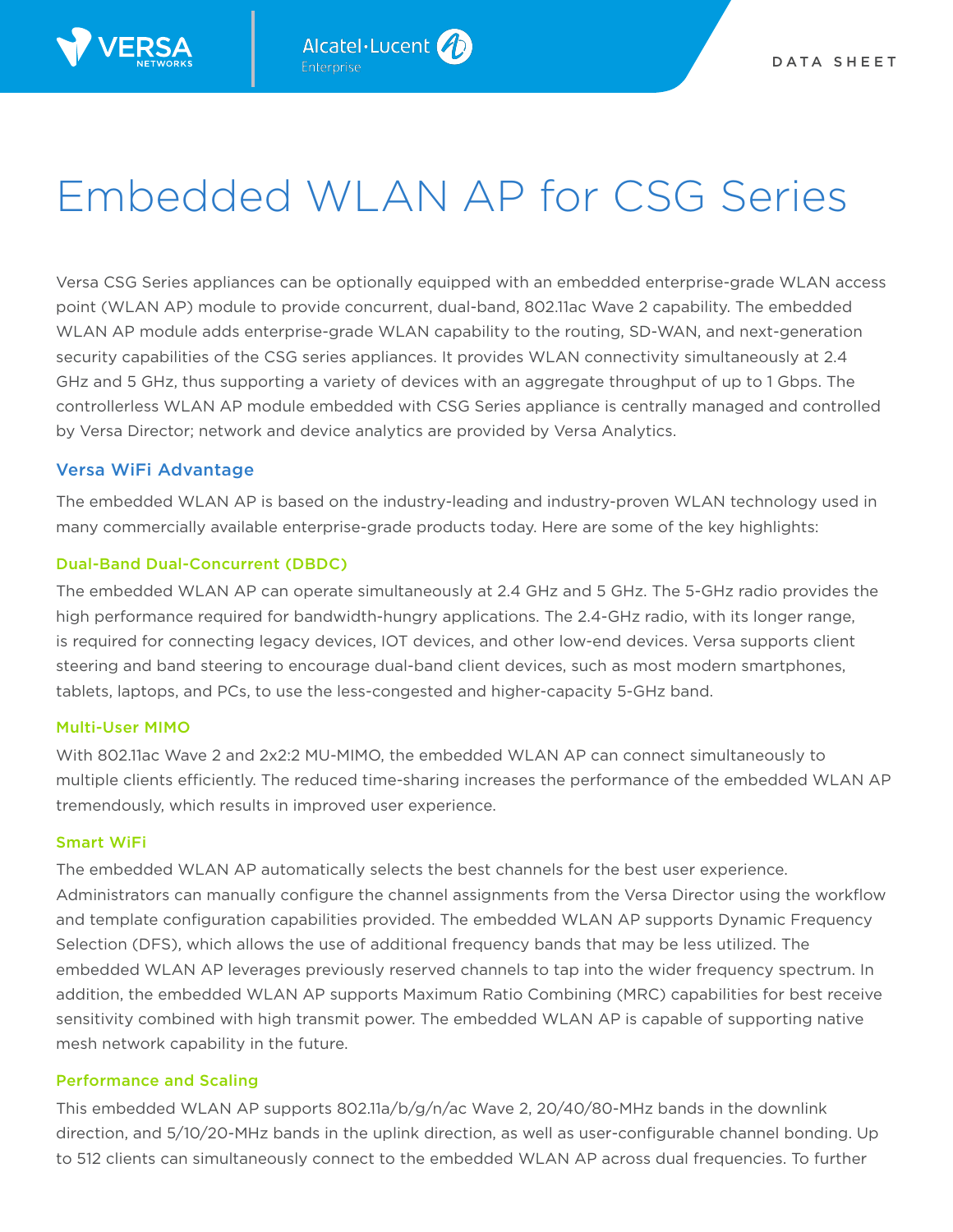# Embedded WLAN AP for CSG Series

Versa CSG Series appliances can be optionally equipped with an embedded enterprise-grade WLAN access point (WLAN AP) module to provide concurrent, dual-band, 802.11ac Wave 2 capability. The embedded WLAN AP module adds enterprise-grade WLAN capability to the routing, SD-WAN, and next-generation security capabilities of the CSG series appliances. It provides WLAN connectivity simultaneously at 2.4 GHz and 5 GHz, thus supporting a variety of devices with an aggregate throughput of up to 1 Gbps. The controllerless WLAN AP module embedded with CSG Series appliance is centrally managed and controlled by Versa Director; network and device analytics are provided by Versa Analytics.

## Versa WiFi Advantage

The embedded WLAN AP is based on the industry-leading and industry-proven WLAN technology used in many commercially available enterprise-grade products today. Here are some of the key highlights:

### Dual-Band Dual-Concurrent (DBDC)

The embedded WLAN AP can operate simultaneously at 2.4 GHz and 5 GHz. The 5-GHz radio provides the high performance required for bandwidth-hungry applications. The 2.4-GHz radio, with its longer range, is required for connecting legacy devices, IOT devices, and other low-end devices. Versa supports client steering and band steering to encourage dual-band client devices, such as most modern smartphones, tablets, laptops, and PCs, to use the less-congested and higher-capacity 5-GHz band.

### Multi-User MIMO

With 802.11ac Wave 2 and 2x2:2 MU-MIMO, the embedded WLAN AP can connect simultaneously to multiple clients efficiently. The reduced time-sharing increases the performance of the embedded WLAN AP tremendously, which results in improved user experience.

### Smart WiFi

The embedded WLAN AP automatically selects the best channels for the best user experience. Administrators can manually configure the channel assignments from the Versa Director using the workflow and template configuration capabilities provided. The embedded WLAN AP supports Dynamic Frequency Selection (DFS), which allows the use of additional frequency bands that may be less utilized. The embedded WLAN AP leverages previously reserved channels to tap into the wider frequency spectrum. In addition, the embedded WLAN AP supports Maximum Ratio Combining (MRC) capabilities for best receive sensitivity combined with high transmit power. The embedded WLAN AP is capable of supporting native mesh network capability in the future.

### Performance and Scaling

This embedded WLAN AP supports 802.11a/b/g/n/ac Wave 2, 20/40/80-MHz bands in the downlink direction, and 5/10/20-MHz bands in the uplink direction, as well as user-configurable channel bonding. Up to 512 clients can simultaneously connect to the embedded WLAN AP across dual frequencies. To further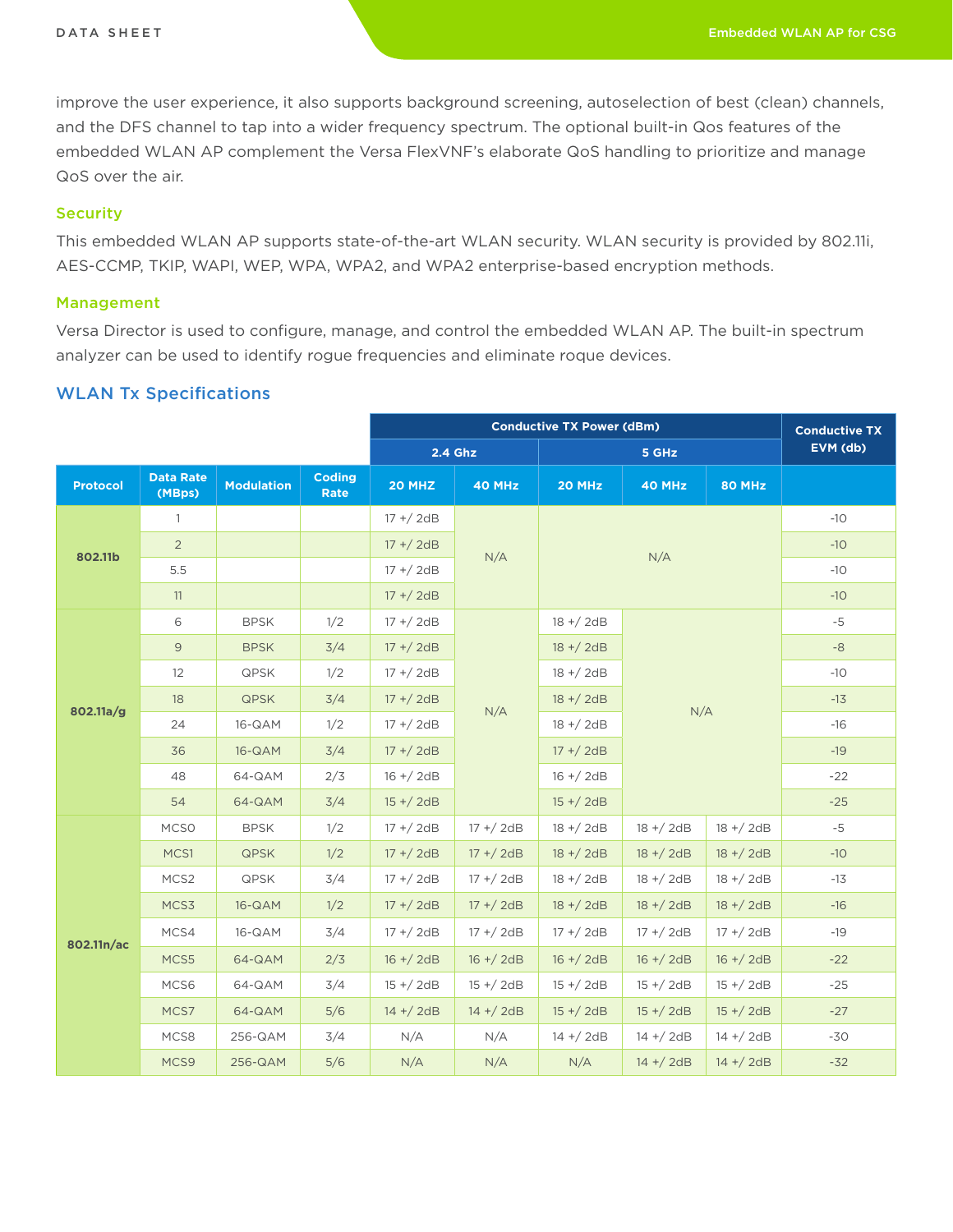improve the user experience, it also supports background screening, autoselection of best (clean) channels, and the DFS channel to tap into a wider frequency spectrum. The optional built-in Qos features of the embedded WLAN AP complement the Versa FlexVNF's elaborate QoS handling to prioritize and manage QoS over the air.

### Security

This embedded WLAN AP supports state-of-the-art WLAN security. WLAN security is provided by 802.11i, AES-CCMP, TKIP, WAPI, WEP, WPA, WPA2, and WPA2 enterprise-based encryption methods.

### Management

Versa Director is used to configure, manage, and control the embedded WLAN AP. The built-in spectrum analyzer can be used to identify rogue frequencies and eliminate roque devices.

## WLAN Tx Specifications

| | | | | Conductive TX Power (dBm) | | | | | Conductive TX EVM (db) |
|---|---|---|---|---|---|---|---|---|---|
| | | | | 2.4 Ghz | | 5 GHz | | | |
| Protocol | Data Rate (MBps) | Modulation | Coding Rate | 20 MHZ | 40 MHz | 20 MHz | 40 MHz | 80 MHz | |
| 802.11b | 1 | | | 17 +/ 2dB | N/A | N/A | | | -10 |
| | 2 | | | 17 +/ 2dB | | | | | -10 |
| | 5.5 | | | 17 +/ 2dB | | | | | -10 |
| | 11 | | | 17 +/ 2dB | | | | | -10 |
| 802.11a/g | 6 | BPSK | 1/2 | 17 +/ 2dB | N/A | 18 +/ 2dB | N/A | | -5 |
| | 9 | BPSK | 3/4 | 17 +/ 2dB | | 18 +/ 2dB | | | -8 |
| | 12 | QPSK | 1/2 | 17 +/ 2dB | | 18 +/ 2dB | | | -10 |
| | 18 | QPSK | 3/4 | 17 +/ 2dB | | 18 +/ 2dB | | | -13 |
| | 24 | 16-QAM | 1/2 | 17 +/ 2dB | | 18 +/ 2dB | | | -16 |
| | 36 | 16-QAM | 3/4 | 17 +/ 2dB | | 17 +/ 2dB | | | -19 |
| | 48 | 64-QAM | 2/3 | 16 +/ 2dB | | 16 +/ 2dB | | | -22 |
| | 54 | 64-QAM | 3/4 | 15 +/ 2dB | | 15 +/ 2dB | | | -25 |
| 802.11n/ac | MCS0 | BPSK | 1/2 | 17 +/ 2dB | 17 +/ 2dB | 18 +/ 2dB | 18 +/ 2dB | 18 +/ 2dB | -5 |
| | MCS1 | QPSK | 1/2 | 17 +/ 2dB | 17 +/ 2dB | 18 +/ 2dB | 18 +/ 2dB | 18 +/ 2dB | -10 |
| | MCS2 | QPSK | 3/4 | 17 +/ 2dB | 17 +/ 2dB | 18 +/ 2dB | 18 +/ 2dB | 18 +/ 2dB | -13 |
| | MCS3 | 16-QAM | 1/2 | 17 +/ 2dB | 17 +/ 2dB | 18 +/ 2dB | 18 +/ 2dB | 18 +/ 2dB | -16 |
| | MCS4 | 16-QAM | 3/4 | 17 +/ 2dB | 17 +/ 2dB | 17 +/ 2dB | 17 +/ 2dB | 17 +/ 2dB | -19 |
| | MCS5 | 64-QAM | 2/3 | 16 +/ 2dB | 16 +/ 2dB | 16 +/ 2dB | 16 +/ 2dB | 16 +/ 2dB | -22 |
| | MCS6 | 64-QAM | 3/4 | 15 +/ 2dB | 15 +/ 2dB | 15 +/ 2dB | 15 +/ 2dB | 15 +/ 2dB | -25 |
| | MCS7 | 64-QAM | 5/6 | 14 +/ 2dB | 14 +/ 2dB | 15 +/ 2dB | 15 +/ 2dB | 15 +/ 2dB | -27 |
| | MCS8 | 256-QAM | 3/4 | N/A | N/A | 14 +/ 2dB | 14 +/ 2dB | 14 +/ 2dB | -30 |
| | MCS9 | 256-QAM | 5/6 | N/A | N/A | N/A | 14 +/ 2dB | 14 +/ 2dB | -32 |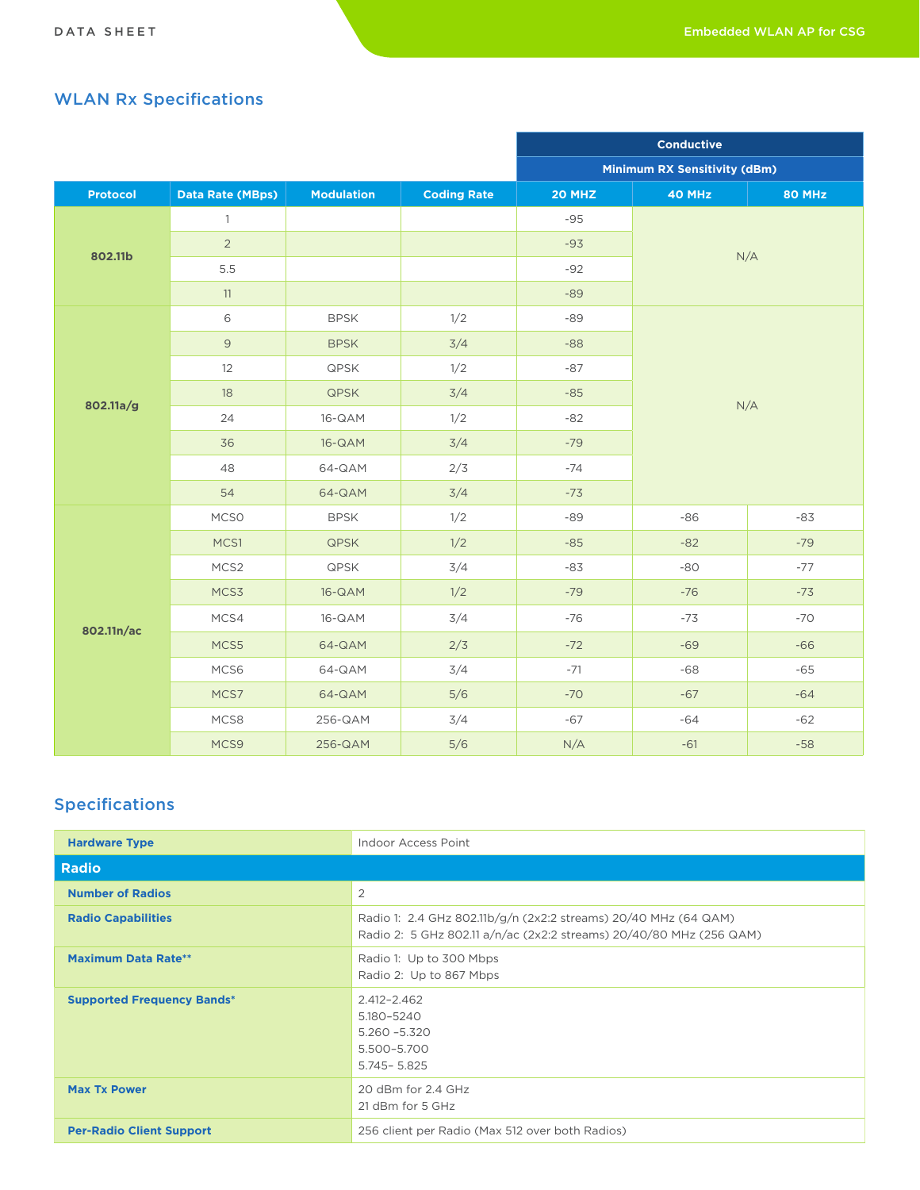## WLAN Rx Specifications

| Protocol | Data Rate (MBps) | Modulation | Coding Rate | Conductive | | |
|---|---|---|---|---|---|---|
| | | | | Minimum RX Sensitivity (dBm) | | |
| | | | | 20 MHZ | 40 MHz | 80 MHz |
| 802.11b | 1 | | | -95 | N/A | |
| | 2 | | | -93 | | |
| | 5.5 | | | -92 | | |
| | 11 | | | -89 | | |
| 802.11a/g | 6 | BPSK | 1/2 | -89 | N/A | |
| | 9 | BPSK | 3/4 | -88 | | |
| | 12 | QPSK | 1/2 | -87 | | |
| | 18 | QPSK | 3/4 | -85 | | |
| | 24 | 16-QAM | 1/2 | -82 | | |
| | 36 | 16-QAM | 3/4 | -79 | | |
| | 48 | 64-QAM | 2/3 | -74 | | |
| | 54 | 64-QAM | 3/4 | -73 | | |
| 802.11n/ac | MCS0 | BPSK | 1/2 | -89 | -86 | -83 |
| | MCS1 | QPSK | 1/2 | -85 | -82 | -79 |
| | MCS2 | QPSK | 3/4 | -83 | -80 | -77 |
| | MCS3 | 16-QAM | 1/2 | -79 | -76 | -73 |
| | MCS4 | 16-QAM | 3/4 | -76 | -73 | -70 |
| | MCS5 | 64-QAM | 2/3 | -72 | -69 | -66 |
| | MCS6 | 64-QAM | 3/4 | -71 | -68 | -65 |
| | MCS7 | 64-QAM | 5/6 | -70 | -67 | -64 |
| | MCS8 | 256-QAM | 3/4 | -67 | -64 | -62 |
| | MCS9 | 256-QAM | 5/6 | N/A | -61 | -58 |

## Specifications

| | |
|---|---|
| **Hardware Type** | Indoor Access Point |
| **Radio** | |
| **Number of Radios** | 2 |
| **Radio Capabilities** | Radio 1: 2.4 GHz 802.11b/g/n (2x2:2 streams) 20/40 MHz (64 QAM)<br>Radio 2: 5 GHz 802.11 a/n/ac (2x2:2 streams) 20/40/80 MHz (256 QAM) |
| **Maximum Data Rate**** | Radio 1: Up to 300 Mbps<br>Radio 2: Up to 867 Mbps |
| **Supported Frequency Bands*** | 2.412–2.462<br>5.180–5240<br>5.260 –5.320<br>5.500–5.700<br>5.745– 5.825 |
| **Max Tx Power** | 20 dBm for 2.4 GHz<br>21 dBm for 5 GHz |
| **Per-Radio Client Support** | 256 client per Radio (Max 512 over both Radios) |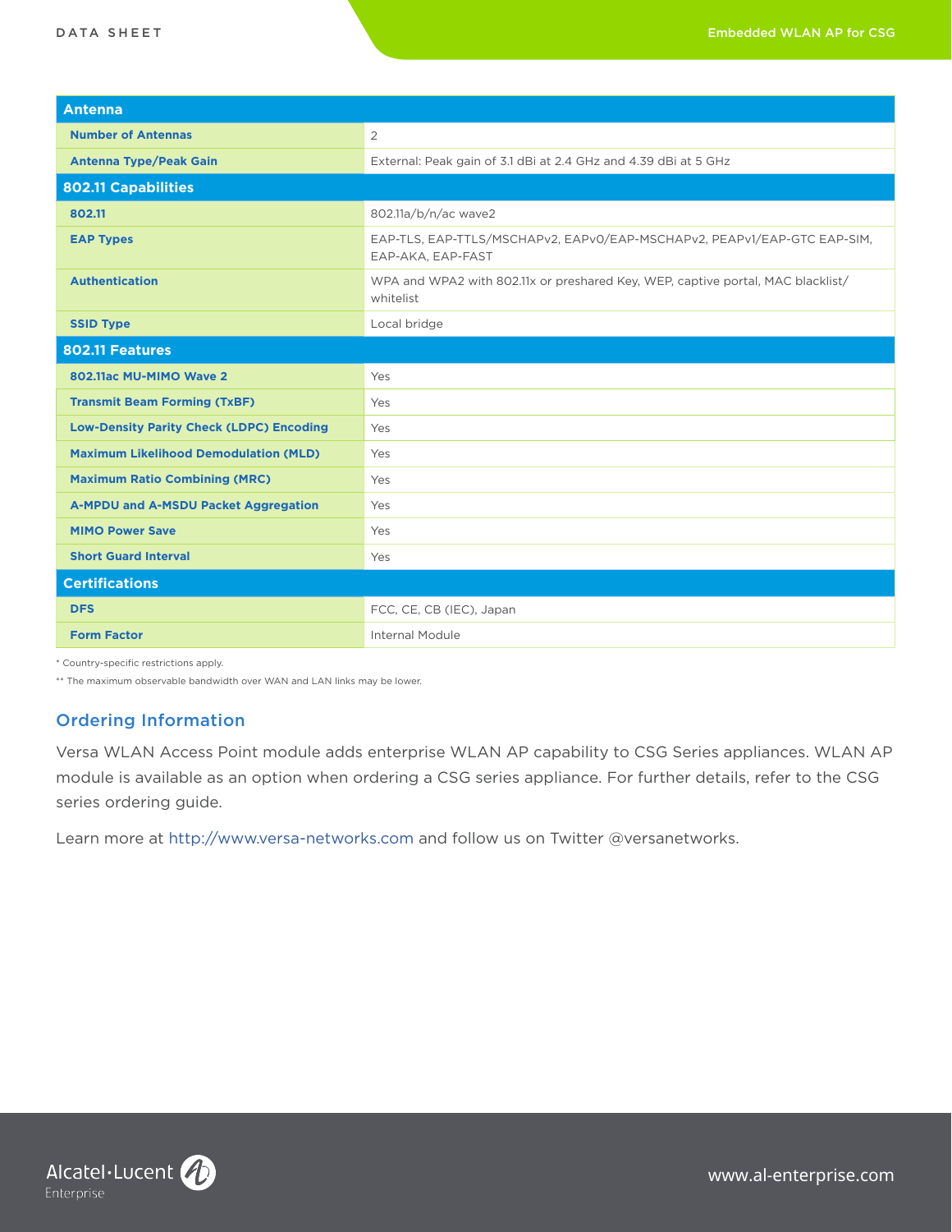| | |
|---|---|
| **Antenna** | |
| **Number of Antennas** | 2 |
| **Antenna Type/Peak Gain** | External: Peak gain of 3.1 dBi at 2.4 GHz and 4.39 dBi at 5 GHz |
| **802.11 Capabilities** | |
| **802.11** | 802.11a/b/n/ac wave2 |
| **EAP Types** | EAP-TLS, EAP-TTLS/MSCHAPv2, EAPv0/EAP-MSCHAPv2, PEAPv1/EAP-GTC EAP-SIM, EAP-AKA, EAP-FAST |
| **Authentication** | WPA and WPA2 with 802.11x or preshared Key, WEP, captive portal, MAC blacklist/ whitelist |
| **SSID Type** | Local bridge |
| **802.11 Features** | |
| **802.11ac MU-MIMO Wave 2** | Yes |
| **Transmit Beam Forming (TxBF)** | Yes |
| **Low-Density Parity Check (LDPC) Encoding** | Yes |
| **Maximum Likelihood Demodulation (MLD)** | Yes |
| **Maximum Ratio Combining (MRC)** | Yes |
| **A-MPDU and A-MSDU Packet Aggregation** | Yes |
| **MIMO Power Save** | Yes |
| **Short Guard Interval** | Yes |
| **Certifications** | |
| **DFS** | FCC, CE, CB (IEC), Japan |
| **Form Factor** | Internal Module |

* Country-specific restrictions apply.

** The maximum observable bandwidth over WAN and LAN links may be lower.

## Ordering Information

Versa WLAN Access Point module adds enterprise WLAN AP capability to CSG Series appliances. WLAN AP module is available as an option when ordering a CSG series appliance. For further details, refer to the CSG series ordering guide.

Learn more at http://www.versa-networks.com and follow us on Twitter @versanetworks.